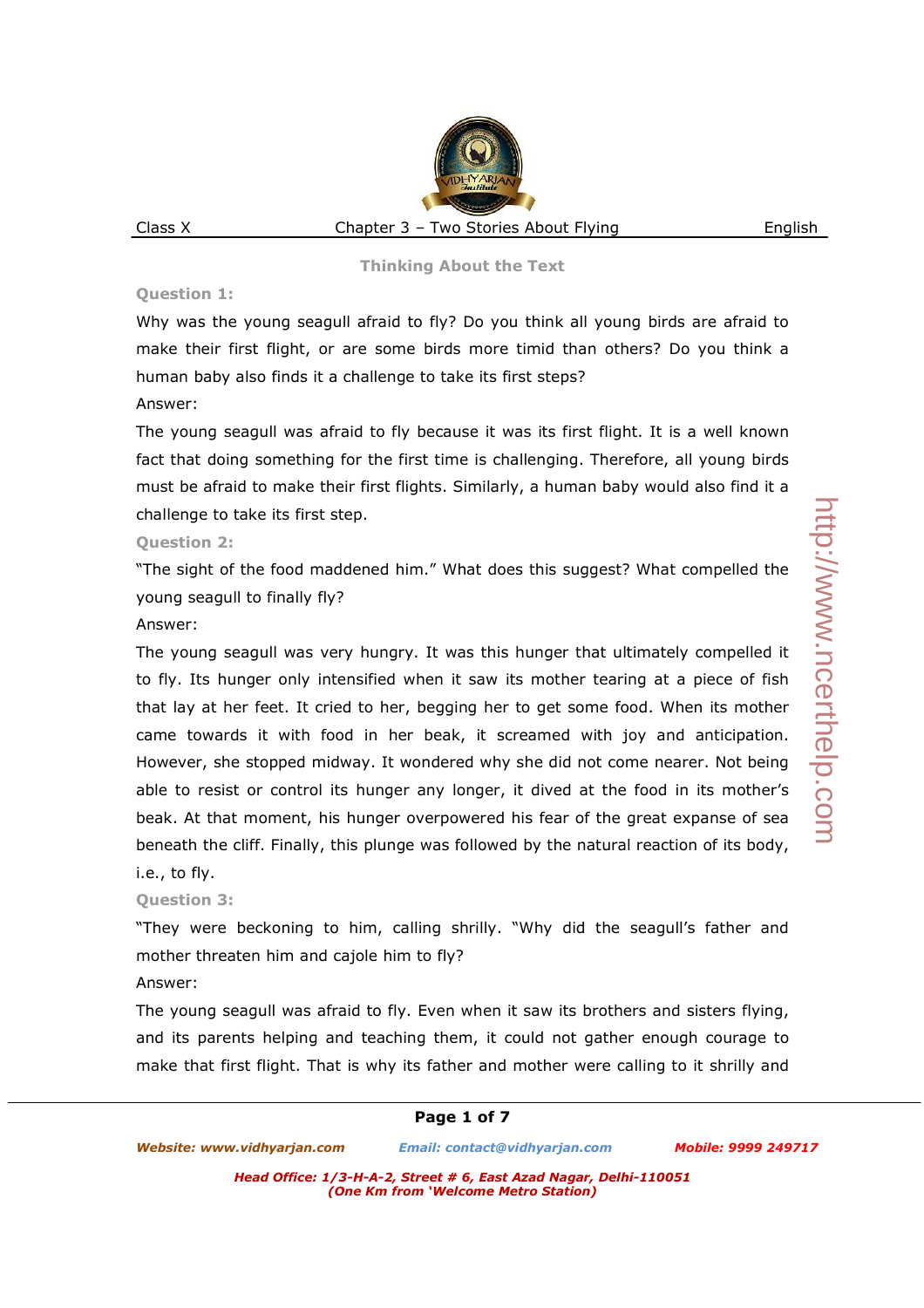## Thinking About the Text

**Question 1:**

Why was the young seagull afraid to fly? Do you think all young birds are afraid to make their first flight, or are some birds more timid than others? Do you think a human baby also finds it a challenge to take its first steps?

Answer:

The young seagull was afraid to fly because it was its first flight. It is a well known fact that doing something for the first time is challenging. Therefore, all young birds must be afraid to make their first flights. Similarly, a human baby would also find it a challenge to take its first step.

**Question 2:**

"The sight of the food maddened him." What does this suggest? What compelled the young seagull to finally fly?

Answer:

The young seagull was very hungry. It was this hunger that ultimately compelled it to fly. Its hunger only intensified when it saw its mother tearing at a piece of fish that lay at her feet. It cried to her, begging her to get some food. When its mother came towards it with food in her beak, it screamed with joy and anticipation. However, she stopped midway. It wondered why she did not come nearer. Not being able to resist or control its hunger any longer, it dived at the food in its mother's beak. At that moment, his hunger overpowered his fear of the great expanse of sea beneath the cliff. Finally, this plunge was followed by the natural reaction of its body, i.e., to fly.

**Question 3:**

"They were beckoning to him, calling shrilly. "Why did the seagull's father and mother threaten him and cajole him to fly?

Answer:

The young seagull was afraid to fly. Even when it saw its brothers and sisters flying, and its parents helping and teaching them, it could not gather enough courage to make that first flight. That is why its father and mother were calling to it shrilly and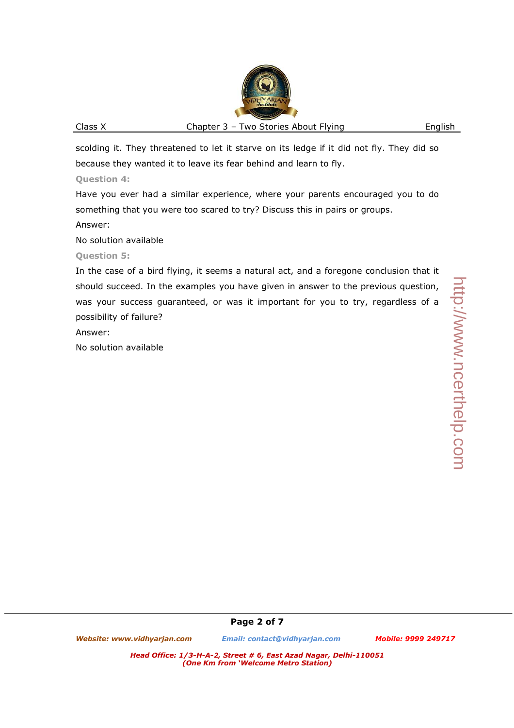scolding it. They threatened to let it starve on its ledge if it did not fly. They did so because they wanted it to leave its fear behind and learn to fly.

**Question 4:**

Have you ever had a similar experience, where your parents encouraged you to do something that you were too scared to try? Discuss this in pairs or groups.

Answer:

No solution available

**Question 5:**

In the case of a bird flying, it seems a natural act, and a foregone conclusion that it should succeed. In the examples you have given in answer to the previous question, was your success guaranteed, or was it important for you to try, regardless of a possibility of failure?

Answer:

No solution available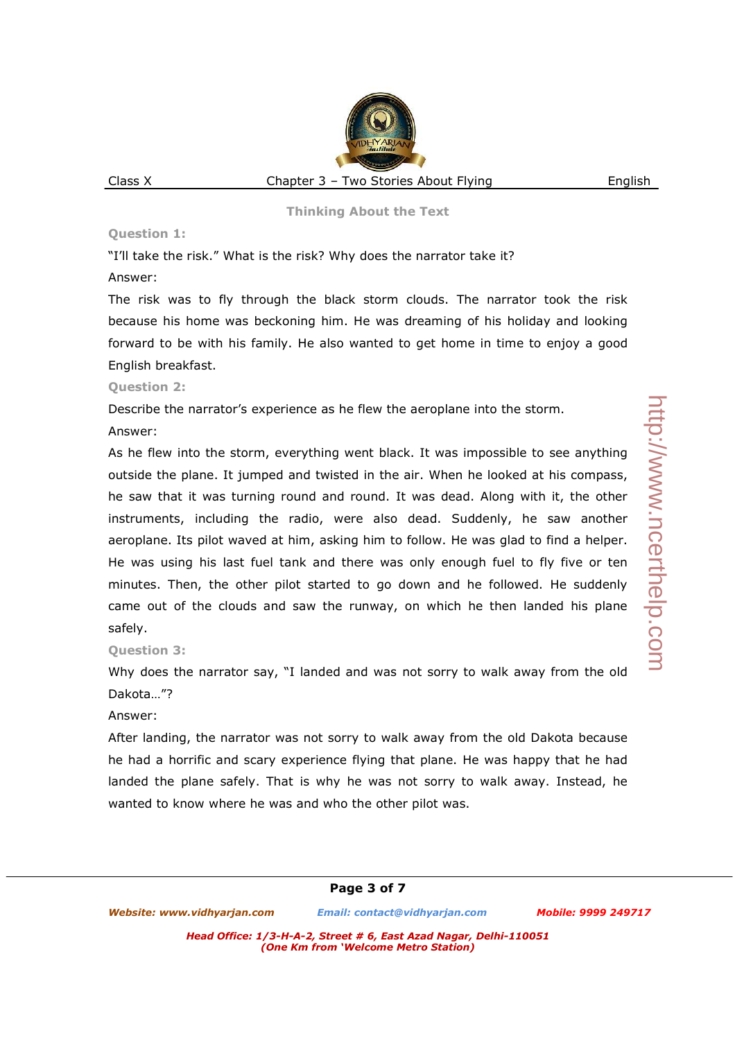## Thinking About the Text

**Question 1:**

"I'll take the risk." What is the risk? Why does the narrator take it?

Answer:

The risk was to fly through the black storm clouds. The narrator took the risk because his home was beckoning him. He was dreaming of his holiday and looking forward to be with his family. He also wanted to get home in time to enjoy a good English breakfast.

**Question 2:**

Describe the narrator's experience as he flew the aeroplane into the storm.

Answer:

As he flew into the storm, everything went black. It was impossible to see anything outside the plane. It jumped and twisted in the air. When he looked at his compass, he saw that it was turning round and round. It was dead. Along with it, the other instruments, including the radio, were also dead. Suddenly, he saw another aeroplane. Its pilot waved at him, asking him to follow. He was glad to find a helper. He was using his last fuel tank and there was only enough fuel to fly five or ten minutes. Then, the other pilot started to go down and he followed. He suddenly came out of the clouds and saw the runway, on which he then landed his plane safely.

**Question 3:**

Why does the narrator say, "I landed and was not sorry to walk away from the old Dakota…"?

Answer:

After landing, the narrator was not sorry to walk away from the old Dakota because he had a horrific and scary experience flying that plane. He was happy that he had landed the plane safely. That is why he was not sorry to walk away. Instead, he wanted to know where he was and who the other pilot was.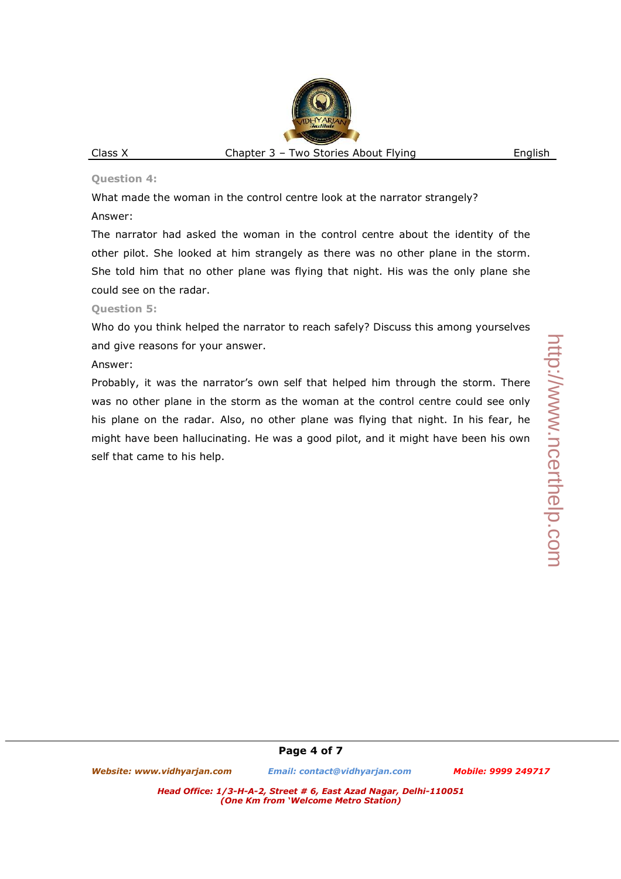**Question 4:**

What made the woman in the control centre look at the narrator strangely?

Answer:

The narrator had asked the woman in the control centre about the identity of the other pilot. She looked at him strangely as there was no other plane in the storm. She told him that no other plane was flying that night. His was the only plane she could see on the radar.

**Question 5:**

Who do you think helped the narrator to reach safely? Discuss this among yourselves and give reasons for your answer.

Answer:

Probably, it was the narrator's own self that helped him through the storm. There was no other plane in the storm as the woman at the control centre could see only his plane on the radar. Also, no other plane was flying that night. In his fear, he might have been hallucinating. He was a good pilot, and it might have been his own self that came to his help.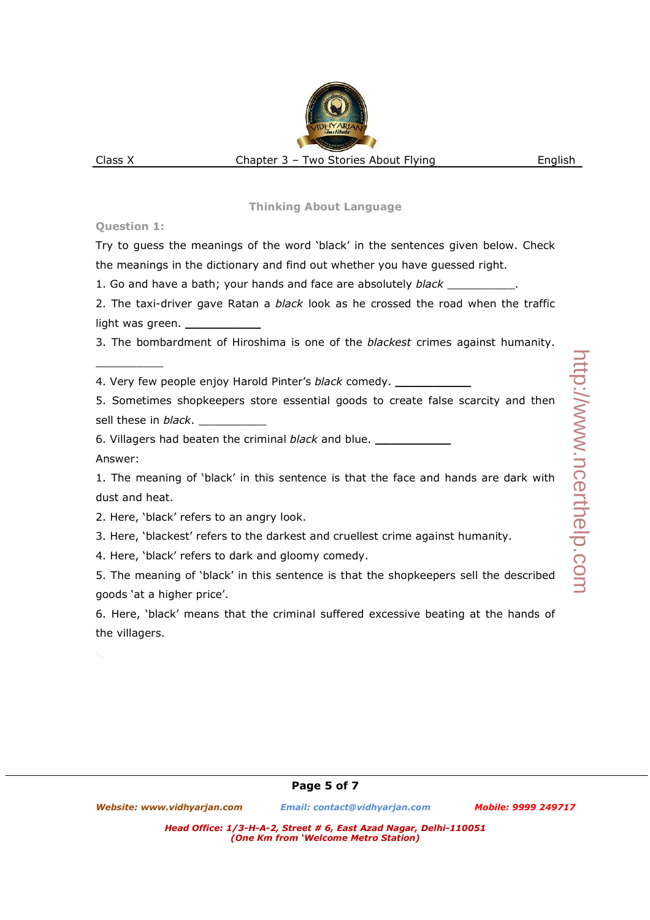## Thinking About Language

**Question 1:**

Try to guess the meanings of the word 'black' in the sentences given below. Check the meanings in the dictionary and find out whether you have guessed right.

1. Go and have a bath; your hands and face are absolutely *black* __________.
2. The taxi-driver gave Ratan a *black* look as he crossed the road when the traffic light was green. ___________
3. The bombardment of Hiroshima is one of the *blackest* crimes against humanity. __________
4. Very few people enjoy Harold Pinter's *black* comedy. ___________
5. Sometimes shopkeepers store essential goods to create false scarcity and then sell these in *black*. __________
6. Villagers had beaten the criminal *black* and blue. ___________

Answer:

1. The meaning of 'black' in this sentence is that the face and hands are dark with dust and heat.
2. Here, 'black' refers to an angry look.
3. Here, 'blackest' refers to the darkest and cruellest crime against humanity.
4. Here, 'black' refers to dark and gloomy comedy.
5. The meaning of 'black' in this sentence is that the shopkeepers sell the described goods 'at a higher price'.
6. Here, 'black' means that the criminal suffered excessive beating at the hands of the villagers.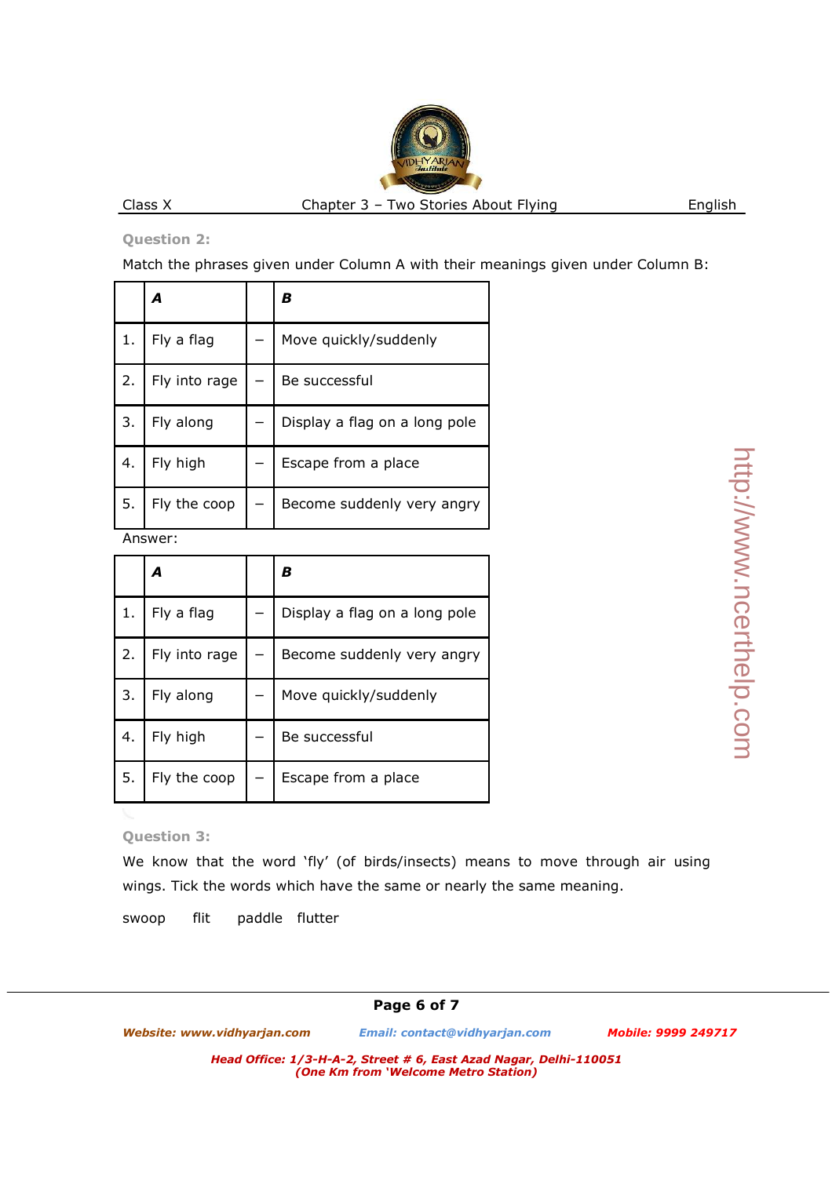**Question 2:**

Match the phrases given under Column A with their meanings given under Column B:

|  | A |  | B |
|---|---|---|---|
| 1. | Fly a flag | – | Move quickly/suddenly |
| 2. | Fly into rage | – | Be successful |
| 3. | Fly along | – | Display a flag on a long pole |
| 4. | Fly high | – | Escape from a place |
| 5. | Fly the coop | – | Become suddenly very angry |

Answer:

|  | A |  | B |
|---|---|---|---|
| 1. | Fly a flag | – | Display a flag on a long pole |
| 2. | Fly into rage | – | Become suddenly very angry |
| 3. | Fly along | – | Move quickly/suddenly |
| 4. | Fly high | – | Be successful |
| 5. | Fly the coop | – | Escape from a place |

**Question 3:**

We know that the word 'fly' (of birds/insects) means to move through air using wings. Tick the words which have the same or nearly the same meaning.

swoop  flit  paddle  flutter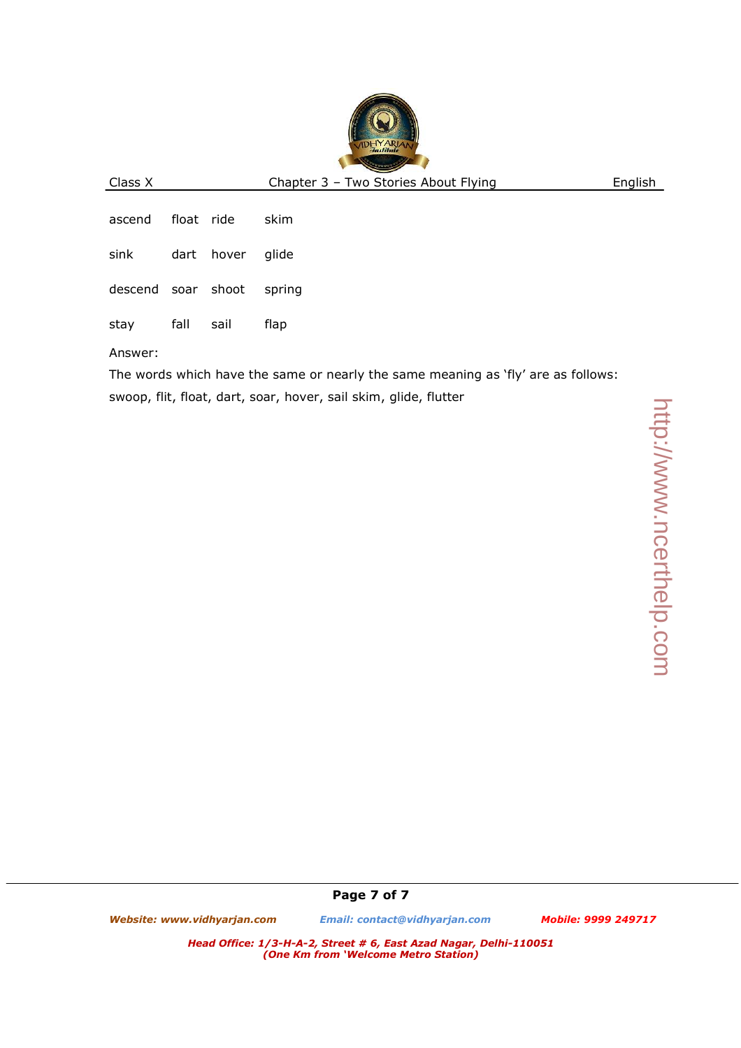| | | | |
|---|---|---|---|
| ascend | float | ride | skim |
| sink | dart | hover | glide |
| descend | soar | shoot | spring |
| stay | fall | sail | flap |

Answer:

The words which have the same or nearly the same meaning as 'fly' are as follows:

swoop, flit, float, dart, soar, hover, sail skim, glide, flutter